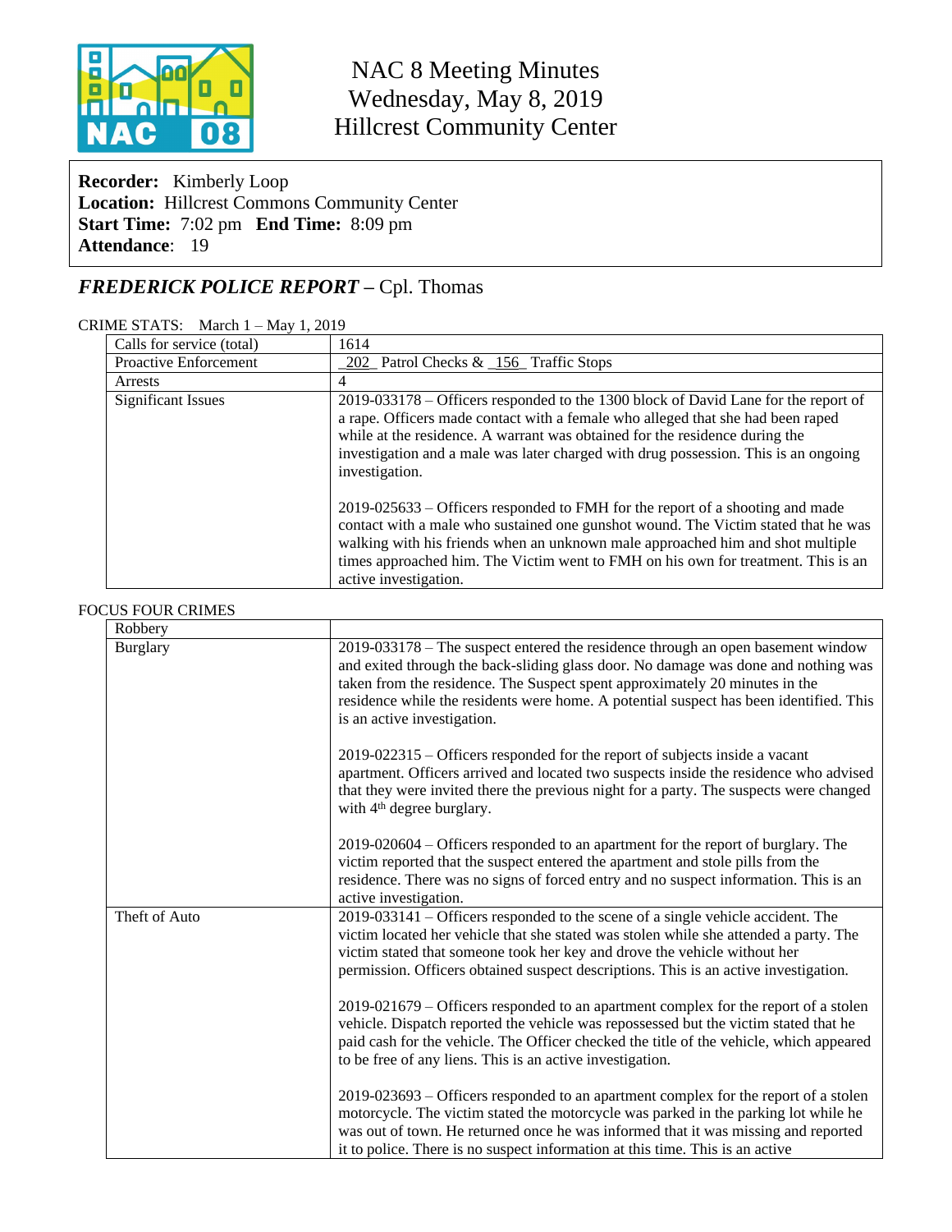# NAC 8 Meeting Minutes
## Wednesday, May 8, 2019
## Hillcrest Community Center

**Recorder:** Kimberly Loop
**Location:** Hillcrest Commons Community Center
**Start Time:** 7:02 pm **End Time:** 8:09 pm
**Attendance**: 19

## *FREDERICK POLICE REPORT* – Cpl. Thomas

CRIME STATS: March 1 – May 1, 2019

| Calls for service (total) | 1614 |
|---|---|
| Proactive Enforcement | _202_ Patrol Checks & _156_ Traffic Stops |
| Arrests | 4 |
| Significant Issues | 2019-033178 – Officers responded to the 1300 block of David Lane for the report of a rape. Officers made contact with a female who alleged that she had been raped while at the residence. A warrant was obtained for the residence during the investigation and a male was later charged with drug possession. This is an ongoing investigation.<br><br>2019-025633 – Officers responded to FMH for the report of a shooting and made contact with a male who sustained one gunshot wound. The Victim stated that he was walking with his friends when an unknown male approached him and shot multiple times approached him. The Victim went to FMH on his own for treatment. This is an active investigation. |

FOCUS FOUR CRIMES

| Robbery | |
|---|---|
| Burglary | 2019-033178 – The suspect entered the residence through an open basement window and exited through the back-sliding glass door. No damage was done and nothing was taken from the residence. The Suspect spent approximately 20 minutes in the residence while the residents were home. A potential suspect has been identified. This is an active investigation.<br><br>2019-022315 – Officers responded for the report of subjects inside a vacant apartment. Officers arrived and located two suspects inside the residence who advised that they were invited there the previous night for a party. The suspects were changed with 4th degree burglary.<br><br>2019-020604 – Officers responded to an apartment for the report of burglary. The victim reported that the suspect entered the apartment and stole pills from the residence. There was no signs of forced entry and no suspect information. This is an active investigation. |
| Theft of Auto | 2019-033141 – Officers responded to the scene of a single vehicle accident. The victim located her vehicle that she stated was stolen while she attended a party. The victim stated that someone took her key and drove the vehicle without her permission. Officers obtained suspect descriptions. This is an active investigation.<br><br>2019-021679 – Officers responded to an apartment complex for the report of a stolen vehicle. Dispatch reported the vehicle was repossessed but the victim stated that he paid cash for the vehicle. The Officer checked the title of the vehicle, which appeared to be free of any liens. This is an active investigation.<br><br>2019-023693 – Officers responded to an apartment complex for the report of a stolen motorcycle. The victim stated the motorcycle was parked in the parking lot while he was out of town. He returned once he was informed that it was missing and reported it to police. There is no suspect information at this time. This is an active |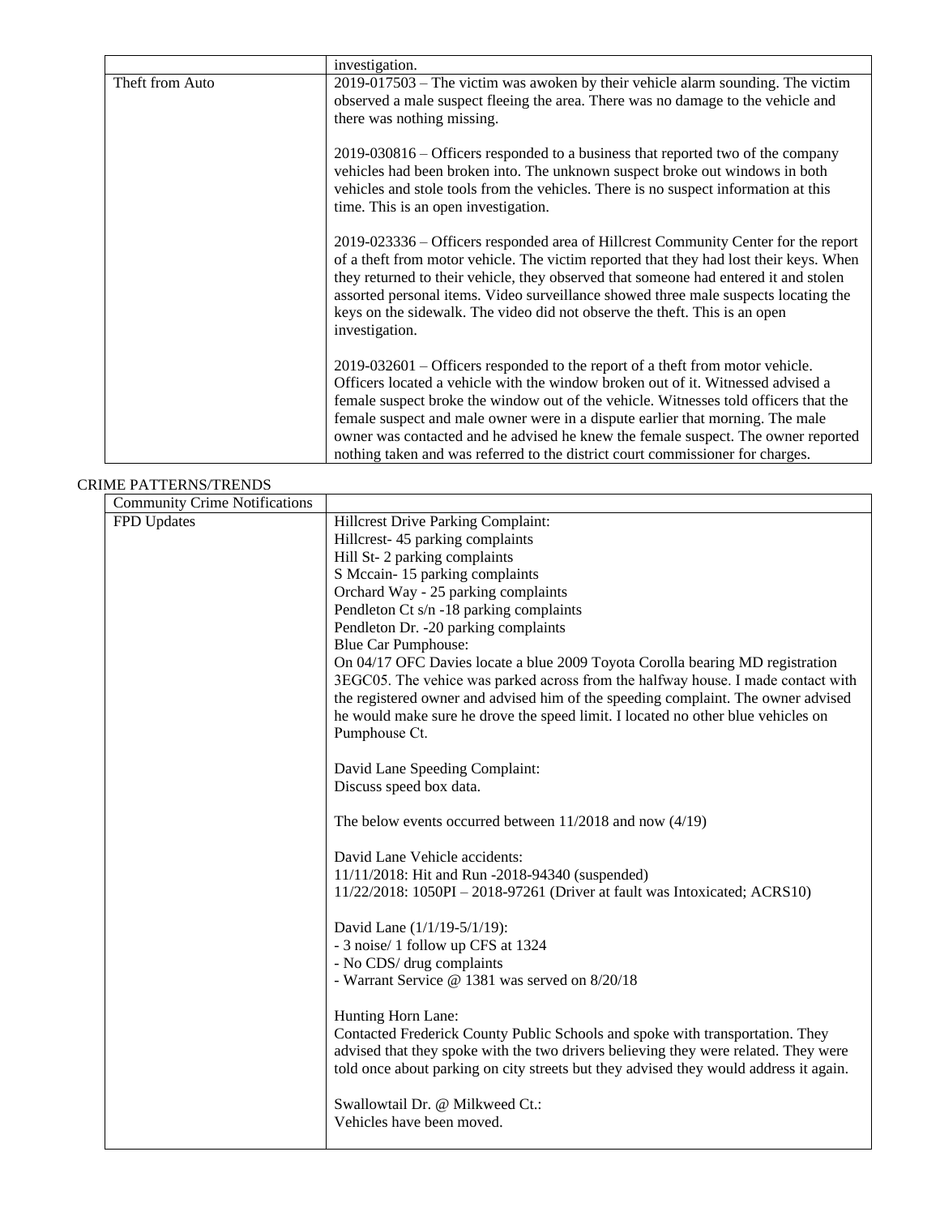|  |  |
|---|---|
|  | investigation. |
| Theft from Auto | 2019-017503 – The victim was awoken by their vehicle alarm sounding. The victim observed a male suspect fleeing the area. There was no damage to the vehicle and there was nothing missing.<br><br>2019-030816 – Officers responded to a business that reported two of the company vehicles had been broken into. The unknown suspect broke out windows in both vehicles and stole tools from the vehicles. There is no suspect information at this time. This is an open investigation.<br><br>2019-023336 – Officers responded area of Hillcrest Community Center for the report of a theft from motor vehicle. The victim reported that they had lost their keys. When they returned to their vehicle, they observed that someone had entered it and stolen assorted personal items. Video surveillance showed three male suspects locating the keys on the sidewalk. The video did not observe the theft. This is an open investigation.<br><br>2019-032601 – Officers responded to the report of a theft from motor vehicle. Officers located a vehicle with the window broken out of it. Witnessed advised a female suspect broke the window out of the vehicle. Witnesses told officers that the female suspect and male owner were in a dispute earlier that morning. The male owner was contacted and he advised he knew the female suspect. The owner reported nothing taken and was referred to the district court commissioner for charges. |

CRIME PATTERNS/TRENDS

| Community Crime Notifications |  |
|---|---|
| FPD Updates | Hillcrest Drive Parking Complaint:<br>Hillcrest- 45 parking complaints<br>Hill St- 2 parking complaints<br>S Mccain- 15 parking complaints<br>Orchard Way - 25 parking complaints<br>Pendleton Ct s/n -18 parking complaints<br>Pendleton Dr. -20 parking complaints<br>Blue Car Pumphouse:<br>On 04/17 OFC Davies locate a blue 2009 Toyota Corolla bearing MD registration 3EGC05. The vehice was parked across from the halfway house. I made contact with the registered owner and advised him of the speeding complaint. The owner advised he would make sure he drove the speed limit. I located no other blue vehicles on Pumphouse Ct.<br><br>David Lane Speeding Complaint:<br>Discuss speed box data.<br><br>The below events occurred between 11/2018 and now (4/19)<br><br>David Lane Vehicle accidents:<br>11/11/2018: Hit and Run -2018-94340 (suspended)<br>11/22/2018: 1050PI – 2018-97261 (Driver at fault was Intoxicated; ACRS10)<br><br>David Lane (1/1/19-5/1/19):<br>- 3 noise/ 1 follow up CFS at 1324<br>- No CDS/ drug complaints<br>- Warrant Service @ 1381 was served on 8/20/18<br><br>Hunting Horn Lane:<br>Contacted Frederick County Public Schools and spoke with transportation. They advised that they spoke with the two drivers believing they were related. They were told once about parking on city streets but they advised they would address it again.<br><br>Swallowtail Dr. @ Milkweed Ct.:<br>Vehicles have been moved. |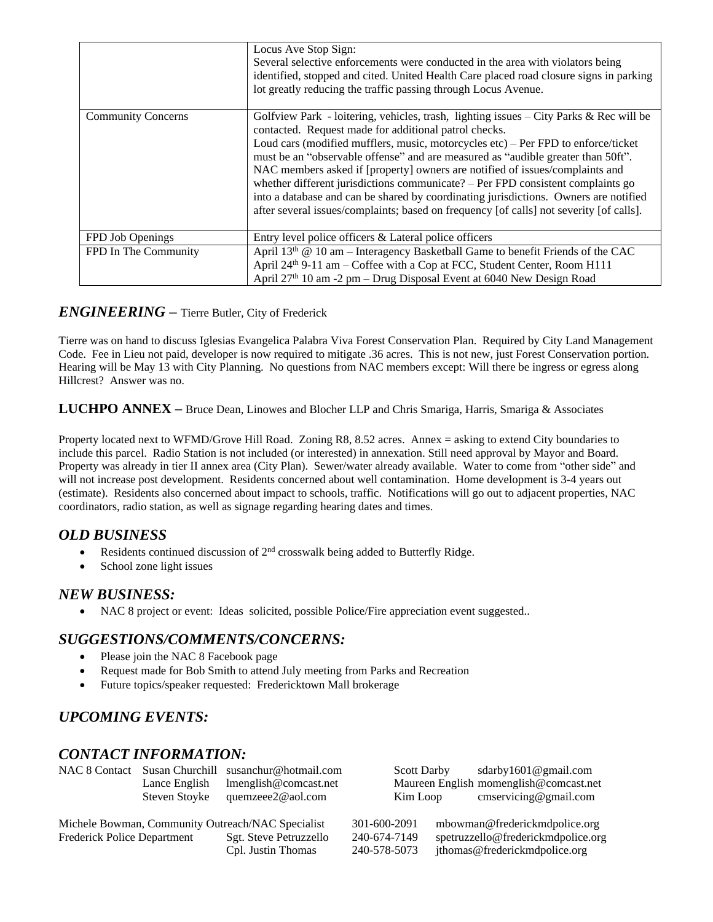| | |
|---|---|
| | Locus Ave Stop Sign:<br>Several selective enforcements were conducted in the area with violators being identified, stopped and cited. United Health Care placed road closure signs in parking lot greatly reducing the traffic passing through Locus Avenue. |
| Community Concerns | Golfview Park - loitering, vehicles, trash, lighting issues – City Parks & Rec will be contacted. Request made for additional patrol checks.<br>Loud cars (modified mufflers, music, motorcycles etc) – Per FPD to enforce/ticket must be an "observable offense" and are measured as "audible greater than 50ft".<br>NAC members asked if [property] owners are notified of issues/complaints and whether different jurisdictions communicate? – Per FPD consistent complaints go into a database and can be shared by coordinating jurisdictions. Owners are notified after several issues/complaints; based on frequency [of calls] not severity [of calls]. |
| FPD Job Openings | Entry level police officers & Lateral police officers |
| FPD In The Community | April 13th @ 10 am – Interagency Basketball Game to benefit Friends of the CAC<br>April 24th 9-11 am – Coffee with a Cop at FCC, Student Center, Room H111<br>April 27th 10 am -2 pm – Drug Disposal Event at 6040 New Design Road |

## *ENGINEERING* – Tierre Butler, City of Frederick

Tierre was on hand to discuss Iglesias Evangelica Palabra Viva Forest Conservation Plan. Required by City Land Management Code. Fee in Lieu not paid, developer is now required to mitigate .36 acres. This is not new, just Forest Conservation portion. Hearing will be May 13 with City Planning. No questions from NAC members except: Will there be ingress or egress along Hillcrest? Answer was no.

## **LUCHPO ANNEX** – Bruce Dean, Linowes and Blocher LLP and Chris Smariga, Harris, Smariga & Associates

Property located next to WFMD/Grove Hill Road. Zoning R8, 8.52 acres. Annex = asking to extend City boundaries to include this parcel. Radio Station is not included (or interested) in annexation. Still need approval by Mayor and Board. Property was already in tier II annex area (City Plan). Sewer/water already available. Water to come from "other side" and will not increase post development. Residents concerned about well contamination. Home development is 3-4 years out (estimate). Residents also concerned about impact to schools, traffic. Notifications will go out to adjacent properties, NAC coordinators, radio station, as well as signage regarding hearing dates and times.

## *OLD BUSINESS*

- Residents continued discussion of 2nd crosswalk being added to Butterfly Ridge.
- School zone light issues

## *NEW BUSINESS:*

- NAC 8 project or event: Ideas solicited, possible Police/Fire appreciation event suggested..

## *SUGGESTIONS/COMMENTS/CONCERNS:*

- Please join the NAC 8 Facebook page
- Request made for Bob Smith to attend July meeting from Parks and Recreation
- Future topics/speaker requested: Fredericktown Mall brokerage

## *UPCOMING EVENTS:*

## *CONTACT INFORMATION:*

| | | | | |
|---|---|---|---|---|
| NAC 8 Contact | Susan Churchill | susanchur@hotmail.com | Scott Darby | sdarby1601@gmail.com |
| | Lance English | lmenglish@comcast.net | Maureen English | momenglish@comcast.net |
| | Steven Stoyke | quemzeee2@aol.com | Kim Loop | cmservicing@gmail.com |

| | | | |
|---|---|---|---|
| Michele Bowman, Community Outreach/NAC Specialist | | 301-600-2091 | mbowman@frederickmdpolice.org |
| Frederick Police Department | Sgt. Steve Petruzzello | 240-674-7149 | spetruzzello@frederickmdpolice.org |
| | Cpl. Justin Thomas | 240-578-5073 | jthomas@frederickmdpolice.org |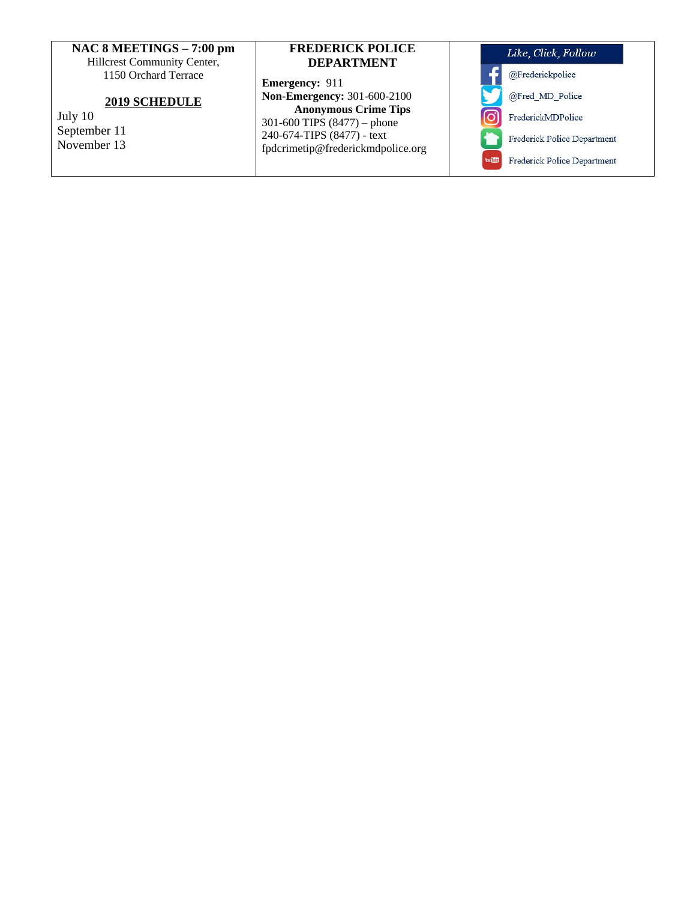**NAC 8 MEETINGS – 7:00 pm**
Hillcrest Community Center,
1150 Orchard Terrace

**2019 SCHEDULE**

July 10
September 11
November 13

**FREDERICK POLICE DEPARTMENT**

**Emergency:** 911
**Non-Emergency:** 301-600-2100
**Anonymous Crime Tips**
301-600 TIPS (8477) – phone
240-674-TIPS (8477) - text
fpdcrimetip@frederickmdpolice.org

*Like, Click, Follow*

@Frederickpolice
@Fred_MD_Police
FrederickMDPolice
Frederick Police Department
Frederick Police Department